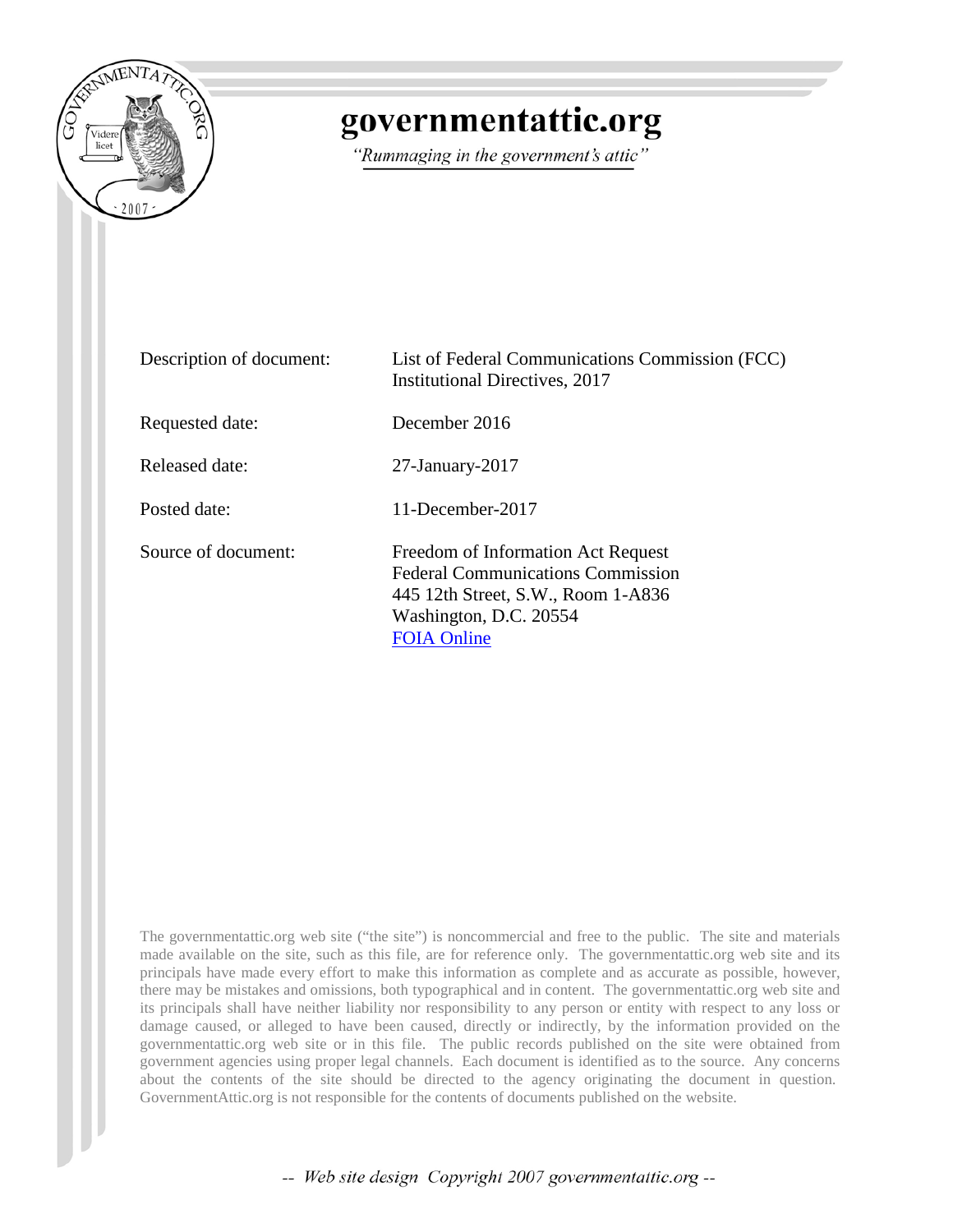# governmentattic.org

*"Rummaging in the government's attic"*

| | |
|---|---|
| Description of document: | List of Federal Communications Commission (FCC) Institutional Directives, 2017 |
| Requested date: | December 2016 |
| Released date: | 27-January-2017 |
| Posted date: | 11-December-2017 |
| Source of document: | Freedom of Information Act Request<br>Federal Communications Commission<br>445 12th Street, S.W., Room 1-A836<br>Washington, D.C. 20554<br>FOIA Online |

The governmentattic.org web site ("the site") is noncommercial and free to the public. The site and materials made available on the site, such as this file, are for reference only. The governmentattic.org web site and its principals have made every effort to make this information as complete and as accurate as possible, however, there may be mistakes and omissions, both typographical and in content. The governmentattic.org web site and its principals shall have neither liability nor responsibility to any person or entity with respect to any loss or damage caused, or alleged to have been caused, directly or indirectly, by the information provided on the governmentattic.org web site or in this file. The public records published on the site were obtained from government agencies using proper legal channels. Each document is identified as to the source. Any concerns about the contents of the site should be directed to the agency originating the document in question. GovernmentAttic.org is not responsible for the contents of documents published on the website.

*-- Web site design Copyright 2007 governmentattic.org --*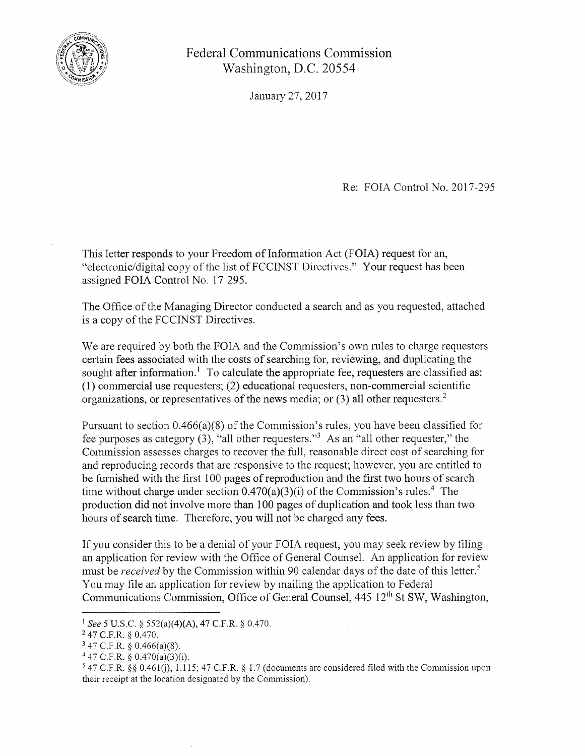Federal Communications Commission
Washington, D.C. 20554

January 27, 2017

Re: FOIA Control No. 2017-295

This letter responds to your Freedom of Information Act (FOIA) request for an, "electronic/digital copy of the list of FCCINST Directives." Your request has been assigned FOIA Control No. 17-295.

The Office of the Managing Director conducted a search and as you requested, attached is a copy of the FCCINST Directives.

We are required by both the FOIA and the Commission's own rules to charge requesters certain fees associated with the costs of searching for, reviewing, and duplicating the sought after information.[1] To calculate the appropriate fee, requesters are classified as: (1) commercial use requesters; (2) educational requesters, non-commercial scientific organizations, or representatives of the news media; or (3) all other requesters.[2]

Pursuant to section 0.466(a)(8) of the Commission's rules, you have been classified for fee purposes as category (3), "all other requesters."[3] As an "all other requester," the Commission assesses charges to recover the full, reasonable direct cost of searching for and reproducing records that are responsive to the request; however, you are entitled to be furnished with the first 100 pages of reproduction and the first two hours of search time without charge under section 0.470(a)(3)(i) of the Commission's rules.[4] The production did not involve more than 100 pages of duplication and took less than two hours of search time. Therefore, you will not be charged any fees.

If you consider this to be a denial of your FOIA request, you may seek review by filing an application for review with the Office of General Counsel. An application for review must be *received* by the Commission within 90 calendar days of the date of this letter.[5] You may file an application for review by mailing the application to Federal Communications Commission, Office of General Counsel, 445 12th St SW, Washington,

---

[1] *See* 5 U.S.C. § 552(a)(4)(A), 47 C.F.R. § 0.470.

[2] 47 C.F.R. § 0.470.

[3] 47 C.F.R. § 0.466(a)(8).

[4] 47 C.F.R. § 0.470(a)(3)(i).

[5] 47 C.F.R. §§ 0.461(j), 1.115; 47 C.F.R. § 1.7 (documents are considered filed with the Commission upon their receipt at the location designated by the Commission).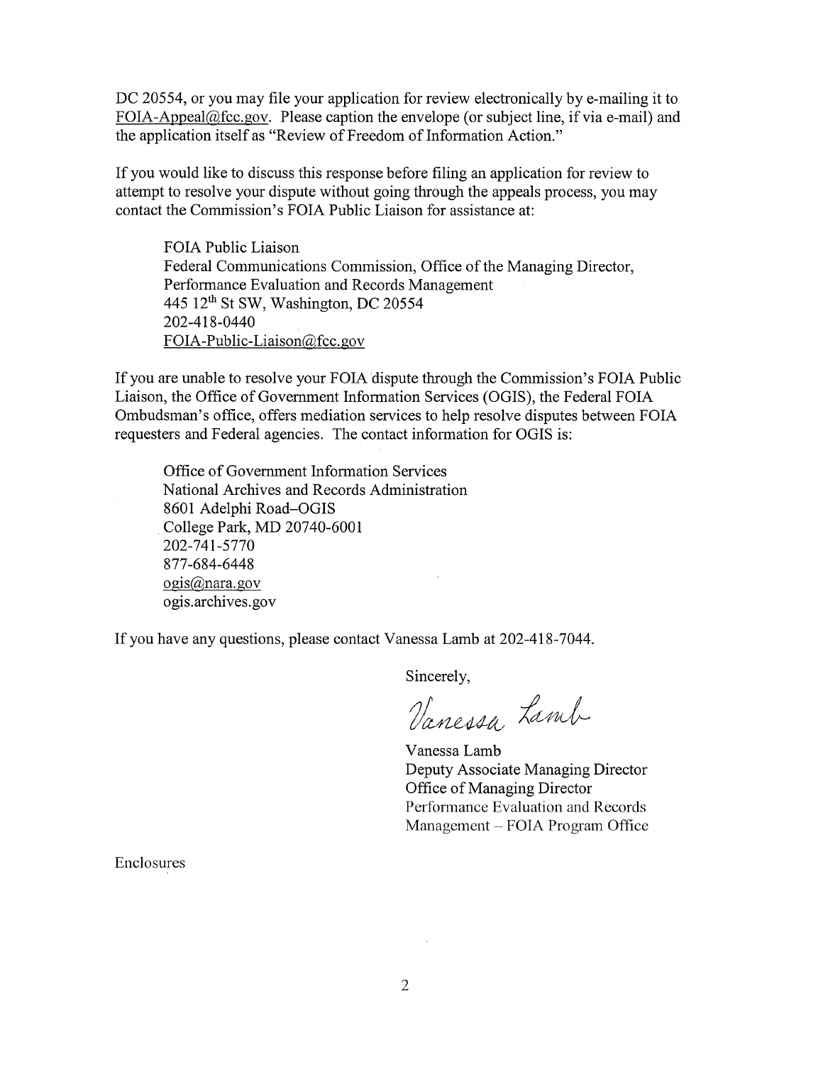DC 20554, or you may file your application for review electronically by e-mailing it to FOIA-Appeal@fcc.gov. Please caption the envelope (or subject line, if via e-mail) and the application itself as "Review of Freedom of Information Action."

If you would like to discuss this response before filing an application for review to attempt to resolve your dispute without going through the appeals process, you may contact the Commission's FOIA Public Liaison for assistance at:

> FOIA Public Liaison
> Federal Communications Commission, Office of the Managing Director,
> Performance Evaluation and Records Management
> 445 12th St SW, Washington, DC 20554
> 202-418-0440
> FOIA-Public-Liaison@fcc.gov

If you are unable to resolve your FOIA dispute through the Commission's FOIA Public Liaison, the Office of Government Information Services (OGIS), the Federal FOIA Ombudsman's office, offers mediation services to help resolve disputes between FOIA requesters and Federal agencies. The contact information for OGIS is:

> Office of Government Information Services
> National Archives and Records Administration
> 8601 Adelphi Road–OGIS
> College Park, MD 20740-6001
> 202-741-5770
> 877-684-6448
> ogis@nara.gov
> ogis.archives.gov

If you have any questions, please contact Vanessa Lamb at 202-418-7044.

Sincerely,

Vanessa Lamb

Vanessa Lamb
Deputy Associate Managing Director
Office of Managing Director
Performance Evaluation and Records
Management – FOIA Program Office

Enclosures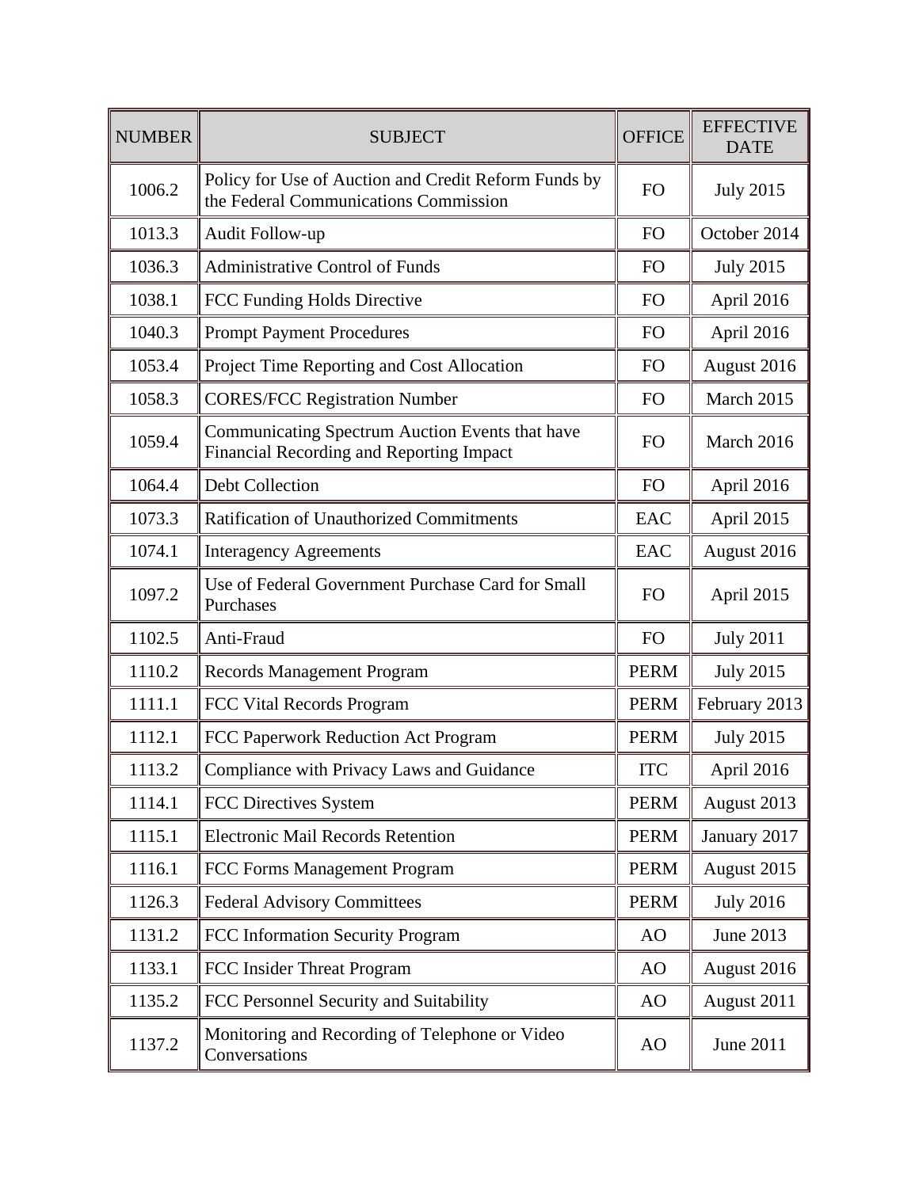| NUMBER | SUBJECT | OFFICE | EFFECTIVE DATE |
|---|---|---|---|
| 1006.2 | Policy for Use of Auction and Credit Reform Funds by the Federal Communications Commission | FO | July 2015 |
| 1013.3 | Audit Follow-up | FO | October 2014 |
| 1036.3 | Administrative Control of Funds | FO | July 2015 |
| 1038.1 | FCC Funding Holds Directive | FO | April 2016 |
| 1040.3 | Prompt Payment Procedures | FO | April 2016 |
| 1053.4 | Project Time Reporting and Cost Allocation | FO | August 2016 |
| 1058.3 | CORES/FCC Registration Number | FO | March 2015 |
| 1059.4 | Communicating Spectrum Auction Events that have Financial Recording and Reporting Impact | FO | March 2016 |
| 1064.4 | Debt Collection | FO | April 2016 |
| 1073.3 | Ratification of Unauthorized Commitments | EAC | April 2015 |
| 1074.1 | Interagency Agreements | EAC | August 2016 |
| 1097.2 | Use of Federal Government Purchase Card for Small Purchases | FO | April 2015 |
| 1102.5 | Anti-Fraud | FO | July 2011 |
| 1110.2 | Records Management Program | PERM | July 2015 |
| 1111.1 | FCC Vital Records Program | PERM | February 2013 |
| 1112.1 | FCC Paperwork Reduction Act Program | PERM | July 2015 |
| 1113.2 | Compliance with Privacy Laws and Guidance | ITC | April 2016 |
| 1114.1 | FCC Directives System | PERM | August 2013 |
| 1115.1 | Electronic Mail Records Retention | PERM | January 2017 |
| 1116.1 | FCC Forms Management Program | PERM | August 2015 |
| 1126.3 | Federal Advisory Committees | PERM | July 2016 |
| 1131.2 | FCC Information Security Program | AO | June 2013 |
| 1133.1 | FCC Insider Threat Program | AO | August 2016 |
| 1135.2 | FCC Personnel Security and Suitability | AO | August 2011 |
| 1137.2 | Monitoring and Recording of Telephone or Video Conversations | AO | June 2011 |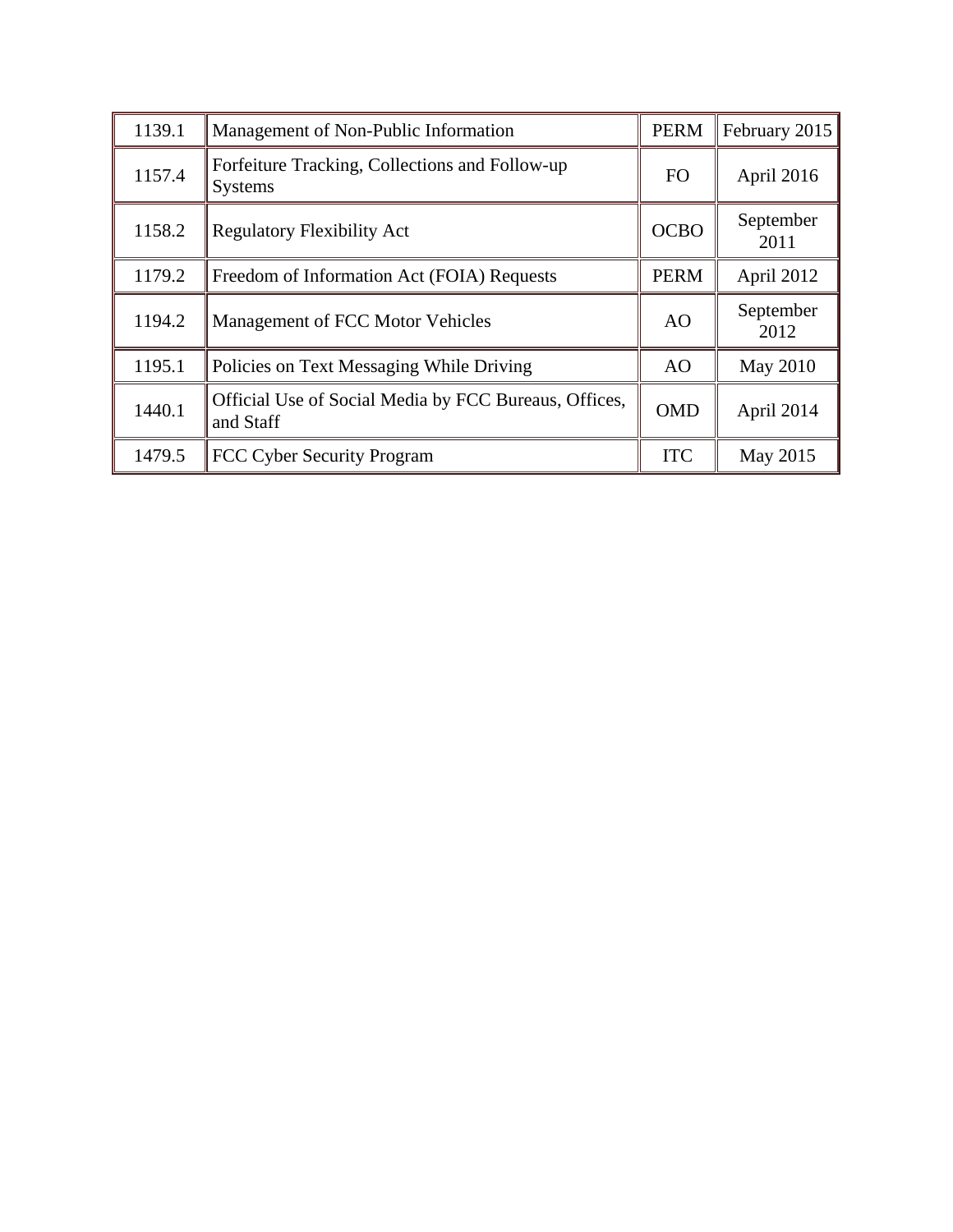| | | | |
|---|---|---|---|
| 1139.1 | Management of Non-Public Information | PERM | February 2015 |
| 1157.4 | Forfeiture Tracking, Collections and Follow-up Systems | FO | April 2016 |
| 1158.2 | Regulatory Flexibility Act | OCBO | September 2011 |
| 1179.2 | Freedom of Information Act (FOIA) Requests | PERM | April 2012 |
| 1194.2 | Management of FCC Motor Vehicles | AO | September 2012 |
| 1195.1 | Policies on Text Messaging While Driving | AO | May 2010 |
| 1440.1 | Official Use of Social Media by FCC Bureaus, Offices, and Staff | OMD | April 2014 |
| 1479.5 | FCC Cyber Security Program | ITC | May 2015 |